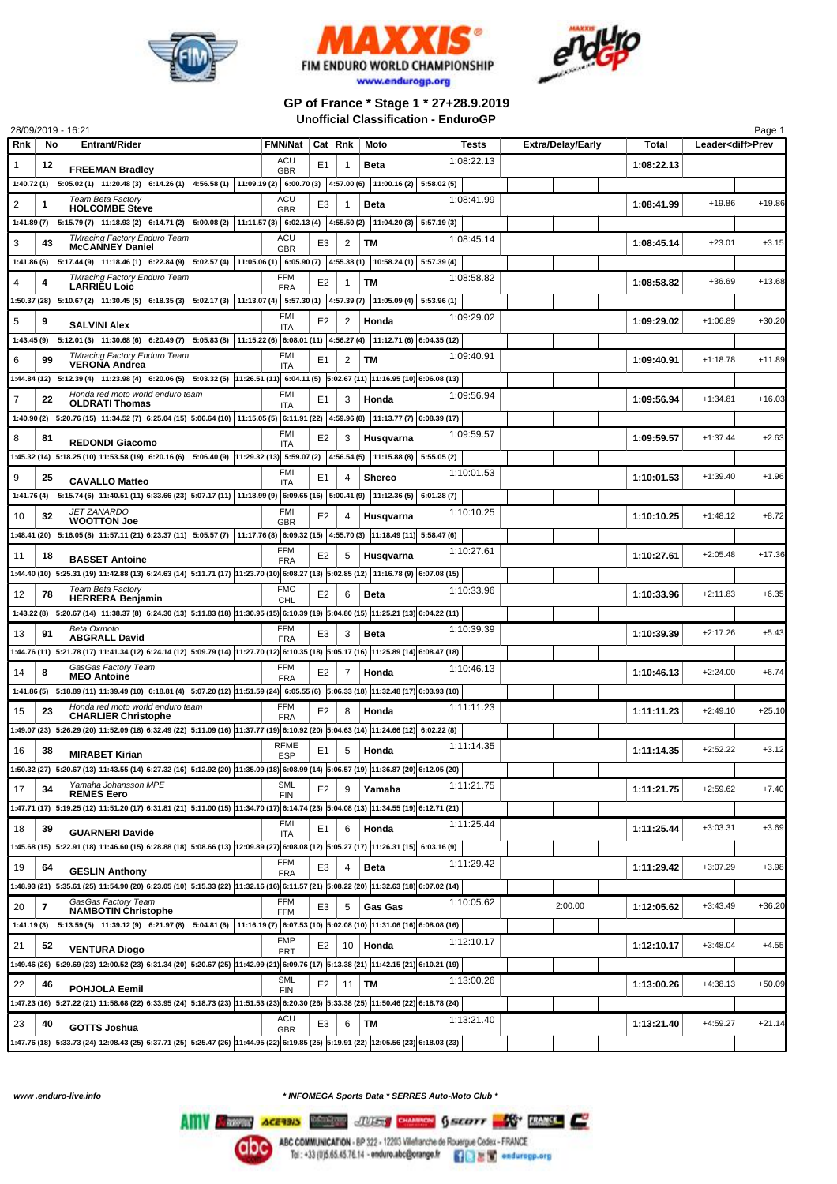FIM ENDURO WORLD CHAMPIONSHIP

www.endurogp.org

## GP of France * Stage 1 * 27+28.9.2019

### Unofficial Classification - EnduroGP

28/09/2019 - 16:21

| Rnk | No | Entrant/Rider | FMN/Nat | Cat | Rnk | Moto | Tests | Extra/Delay/Early | Total | Leader<diff>Prev | |
|---|---|---|---|---|---|---|---|---|---|---|---|
| 1 | 12 | FREEMAN Bradley | ACU GBR | E1 | 1 | Beta | 1:08:22.13 | | 1:08:22.13 | | |
| 1:40.72 (1) | 5:05.02 (1) 11:20.48 (3) 6:14.26 (1) 4:56.58 (1) 11:09.19 (2) 6:00.70 (3) 4:57.00 (6) 11:00.16 (2) 5:58.02 (5) | | | | | | | | | | |
| 2 | 1 | Team Beta Factory HOLCOMBE Steve | ACU GBR | E3 | 1 | Beta | 1:08:41.99 | | 1:08:41.99 | +19.86 | +19.86 |
| 1:41.89 (7) | 5:15.79 (7) 11:18.93 (2) 6:14.71 (2) 5:00.08 (2) 11:11.57 (3) 6:02.13 (4) 4:55.50 (2) 11:04.20 (3) 5:57.19 (3) | | | | | | | | | | |
| 3 | 43 | TMracing Factory Enduro Team McCANNEY Daniel | ACU GBR | E3 | 2 | TM | 1:08:45.14 | | 1:08:45.14 | +23.01 | +3.15 |
| 1:41.86 (6) | 5:17.44 (9) 11:18.46 (1) 6:22.84 (9) 5:02.57 (4) 11:05.06 (1) 6:05.90 (7) 4:55.38 (1) 10:58.24 (1) 5:57.39 (4) | | | | | | | | | | |
| 4 | 4 | TMracing Factory Enduro Team LARRIEU Loic | FFM FRA | E2 | 1 | TM | 1:08:58.82 | | 1:08:58.82 | +36.69 | +13.68 |
| 1:50.37 (28) | 5:10.67 (2) 11:30.45 (5) 6:18.35 (3) 5:02.17 (3) 11:13.07 (4) 5:57.30 (1) 4:57.39 (7) 11:05.09 (4) 5:53.96 (1) | | | | | | | | | | |
| 5 | 9 | SALVINI Alex | FMI ITA | E2 | 2 | Honda | 1:09:29.02 | | 1:09:29.02 | +1:06.89 | +30.20 |
| 1:43.45 (9) | 5:12.01 (3) 11:30.68 (6) 6:20.49 (7) 5:05.83 (8) 11:15.22 (6) 6:08.01 (11) 4:56.27 (4) 11:12.71 (6) 6:04.35 (12) | | | | | | | | | | |
| 6 | 99 | TMracing Factory Enduro Team VERONA Andrea | FMI ITA | E1 | 2 | TM | 1:09:40.91 | | 1:09:40.91 | +1:18.78 | +11.89 |
| 1:44.84 (12) | 5:12.39 (4) 11:23.98 (4) 6:20.06 (5) 5:03.32 (5) 11:26.51 (11) 6:04.11 (5) 5:02.67 (11) 11:16.95 (10) 6:06.08 (13) | | | | | | | | | | |
| 7 | 22 | Honda red moto world enduro team OLDRATI Thomas | FMI ITA | E1 | 3 | Honda | 1:09:56.94 | | 1:09:56.94 | +1:34.81 | +16.03 |
| 1:40.90 (2) | 5:20.76 (15) 11:34.52 (7) 6:25.04 (15) 5:06.64 (10) 11:15.05 (5) 6:11.91 (22) 4:59.96 (8) 11:13.77 (7) 6:08.39 (17) | | | | | | | | | | |
| 8 | 81 | REDONDI Giacomo | FMI ITA | E2 | 3 | Husqvarna | 1:09:59.57 | | 1:09:59.57 | +1:37.44 | +2.63 |
| 1:45.32 (14) | 5:18.25 (10) 11:53.58 (19) 6:20.16 (6) 5:06.40 (9) 11:29.32 (13) 5:59.07 (2) 4:56.54 (5) 11:15.88 (8) 5:55.05 (2) | | | | | | | | | | |
| 9 | 25 | CAVALLO Matteo | FMI ITA | E1 | 4 | Sherco | 1:10:01.53 | | 1:10:01.53 | +1:39.40 | +1.96 |
| 1:41.76 (4) | 5:15.74 (6) 11:40.51 (11) 6:33.66 (23) 5:07.17 (11) 11:18.99 (9) 6:09.65 (16) 5:00.41 (9) 11:12.36 (5) 6:01.28 (7) | | | | | | | | | | |
| 10 | 32 | JET ZANARDO WOOTTON Joe | FMI GBR | E2 | 4 | Husqvarna | 1:10:10.25 | | 1:10:10.25 | +1:48.12 | +8.72 |
| 1:48.41 (20) | 5:16.05 (8) 11:57.11 (21) 6:23.37 (11) 5:05.57 (7) 11:17.76 (8) 6:09.32 (15) 4:55.70 (3) 11:18.49 (11) 5:58.47 (6) | | | | | | | | | | |
| 11 | 18 | BASSET Antoine | FFM FRA | E2 | 5 | Husqvarna | 1:10:27.61 | | 1:10:27.61 | +2:05.48 | +17.36 |
| 1:44.40 (10) | 5:25.31 (19) 11:42.88 (13) 6:24.63 (14) 5:11.71 (17) 11:23.70 (10) 6:08.27 (13) 5:02.85 (12) 11:16.78 (9) 6:07.08 (15) | | | | | | | | | | |
| 12 | 78 | Team Beta Factory HERRERA Benjamin | FMC CHL | E2 | 6 | Beta | 1:10:33.96 | | 1:10:33.96 | +2:11.83 | +6.35 |
| 1:43.22 (8) | 5:20.67 (14) 11:38.37 (8) 6:24.30 (13) 5:11.83 (18) 11:30.95 (15) 6:10.39 (19) 5:04.80 (15) 11:25.21 (13) 6:04.22 (11) | | | | | | | | | | |
| 13 | 91 | Beta Oxmoto ABGRALL David | FFM FRA | E3 | 3 | Beta | 1:10:39.39 | | 1:10:39.39 | +2:17.26 | +5.43 |
| 1:44.76 (11) | 5:21.78 (17) 11:41.34 (12) 6:24.14 (12) 5:09.79 (14) 11:27.70 (12) 6:10.35 (18) 5:05.17 (16) 11:25.89 (14) 6:08.47 (18) | | | | | | | | | | |
| 14 | 8 | GasGas Factory Team MEO Antoine | FFM FRA | E2 | 7 | Honda | 1:10:46.13 | | 1:10:46.13 | +2:24.00 | +6.74 |
| 1:41.86 (5) | 5:18.89 (11) 11:39.49 (10) 6:18.81 (4) 5:07.20 (12) 11:51.59 (24) 6:05.55 (6) 5:06.33 (18) 11:32.48 (17) 6:03.93 (10) | | | | | | | | | | |
| 15 | 23 | Honda red moto world enduro team CHARLIER Christophe | FFM FRA | E2 | 8 | Honda | 1:11:11.23 | | 1:11:11.23 | +2:49.10 | +25.10 |
| 1:49.07 (23) | 5:26.29 (20) 11:52.09 (18) 6:32.49 (22) 5:11.09 (16) 11:37.77 (19) 6:10.92 (20) 5:04.63 (14) 11:24.66 (12) 6:02.22 (8) | | | | | | | | | | |
| 16 | 38 | MIRABET Kirian | RFME ESP | E1 | 5 | Honda | 1:11:14.35 | | 1:11:14.35 | +2:52.22 | +3.12 |
| 1:50.32 (27) | 5:20.67 (13) 11:43.55 (14) 6:27.32 (16) 5:12.92 (20) 11:35.09 (18) 6:08.99 (14) 5:06.57 (19) 11:36.87 (20) 6:12.05 (20) | | | | | | | | | | |
| 17 | 34 | Yamaha Johansson MPE REMES Eero | SML FIN | E2 | 9 | Yamaha | 1:11:21.75 | | 1:11:21.75 | +2:59.62 | +7.40 |
| 1:47.71 (17) | 5:19.25 (12) 11:51.20 (17) 6:31.81 (21) 5:11.00 (15) 11:34.70 (17) 6:14.74 (23) 5:04.08 (13) 11:34.55 (19) 6:12.71 (21) | | | | | | | | | | |
| 18 | 39 | GUARNERI Davide | FMI ITA | E1 | 6 | Honda | 1:11:25.44 | | 1:11:25.44 | +3:03.31 | +3.69 |
| 1:45.68 (15) | 5:22.91 (18) 11:46.60 (15) 6:28.88 (18) 5:08.66 (13) 12:09.89 (27) 6:08.08 (12) 5:05.27 (17) 11:26.31 (15) 6:03.16 (9) | | | | | | | | | | |
| 19 | 64 | GESLIN Anthony | FFM FRA | E3 | 4 | Beta | 1:11:29.42 | | 1:11:29.42 | +3:07.29 | +3.98 |
| 1:48.93 (21) | 5:35.61 (25) 11:54.90 (20) 6:23.05 (10) 5:15.33 (22) 11:32.16 (16) 6:11.57 (21) 5:08.22 (20) 11:32.63 (18) 6:07.02 (14) | | | | | | | | | | |
| 20 | 7 | GasGas Factory Team NAMBOTIN Christophe | FFM FFM | E3 | 5 | Gas Gas | 1:10:05.62 | 2:00.00 | 1:12:05.62 | +3:43.49 | +36.20 |
| 1:41.19 (3) | 5:13.59 (5) 11:39.12 (9) 6:21.97 (8) 5:04.81 (6) 11:16.19 (7) 6:07.53 (10) 5:02.08 (10) 11:31.06 (16) 6:08.08 (16) | | | | | | | | | | |
| 21 | 52 | VENTURA Diogo | FMP PRT | E2 | 10 | Honda | 1:12:10.17 | | 1:12:10.17 | +3:48.04 | +4.55 |
| 1:49.46 (26) | 5:29.69 (23) 12:00.52 (23) 6:31.34 (20) 5:20.67 (25) 11:42.99 (21) 6:09.76 (17) 5:13.38 (21) 11:42.15 (21) 6:10.21 (19) | | | | | | | | | | |
| 22 | 46 | POHJOLA Eemil | SML FIN | E2 | 11 | TM | 1:13:00.26 | | 1:13:00.26 | +4:38.13 | +50.09 |
| 1:47.23 (16) | 5:27.22 (21) 11:58.68 (22) 6:33.95 (24) 5:18.73 (23) 11:51.53 (23) 6:20.30 (26) 5:33.38 (25) 11:50.46 (22) 6:18.78 (24) | | | | | | | | | | |
| 23 | 40 | GOTTS Joshua | ACU GBR | E3 | 6 | TM | 1:13:21.40 | | 1:13:21.40 | +4:59.27 | +21.14 |
| 1:47.76 (18) | 5:33.73 (24) 12:08.43 (25) 6:37.71 (25) 5:25.47 (26) 11:44.95 (22) 6:19.85 (25) 5:19.91 (22) 12:05.56 (23) 6:18.03 (23) | | | | | | | | | | |

www.enduro-live.info

* INFOMEGA Sports Data * SERRES Auto-Moto Club *

ABC COMMUNICATION - BP 322 - 12203 Villefranche de Rouergue Cedex - FRANCE
Tel : +33 (0)5.65.45.76.14 - enduro.abc@orange.fr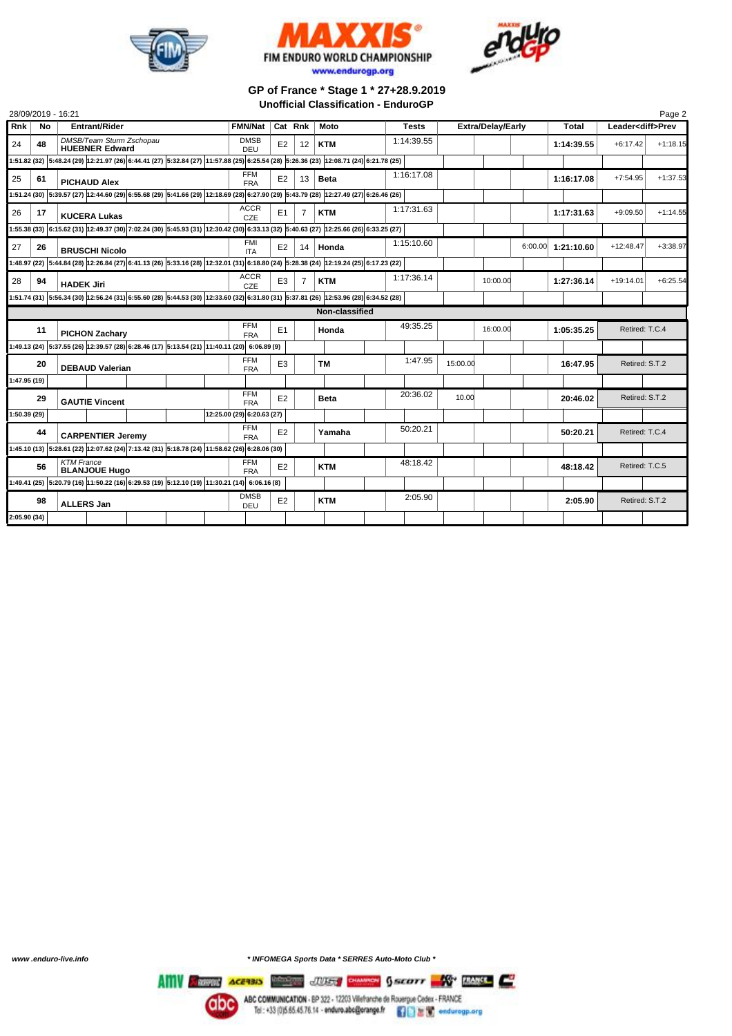## GP of France * Stage 1 * 27+28.9.2019

### Unofficial Classification - EnduroGP

28/09/2019 - 16:21

| Rnk | No | Entrant/Rider | FMN/Nat | Cat | Rnk | Moto | Tests | Extra/Delay/Early | | | Total | Leader<diff>Prev | |
|---|---|---|---|---|---|---|---|---|---|---|---|---|---|
| 24 | 48 | *DMSB/Team Sturm Zschopau* **HUEBNER Edward** | DMSB DEU | E2 | 12 | **KTM** | 1:14:39.55 | | | | **1:14:39.55** | +6:17.42 | +1:18.15 |
| | | 1:51.82 (32) 5:48.24 (29) 12:21.97 (26) 6:44.41 (27) 5:32.84 (27) 11:57.88 (25) 6:25.54 (28) 5:26.36 (23) 12:08.71 (24) 6:21.78 (25) | | | | | | | | | | | |
| 25 | 61 | **PICHAUD Alex** | FFM FRA | E2 | 13 | **Beta** | 1:16:17.08 | | | | **1:16:17.08** | +7:54.95 | +1:37.53 |
| | | 1:51.24 (30) 5:39.57 (27) 12:44.60 (29) 6:55.68 (29) 5:41.66 (29) 12:18.69 (28) 6:27.90 (29) 5:43.79 (28) 12:27.49 (27) 6:26.46 (26) | | | | | | | | | | | |
| 26 | 17 | **KUCERA Lukas** | ACCR CZE | E1 | 7 | **KTM** | 1:17:31.63 | | | | **1:17:31.63** | +9:09.50 | +1:14.55 |
| | | 1:55.38 (33) 6:15.62 (31) 12:49.37 (30) 7:02.24 (30) 5:45.93 (31) 12:30.42 (30) 6:33.13 (32) 5:40.63 (27) 12:25.66 (26) 6:33.25 (27) | | | | | | | | | | | |
| 27 | 26 | **BRUSCHI Nicolo** | FMI ITA | E2 | 14 | **Honda** | 1:15:10.60 | | | 6:00.00 | **1:21:10.60** | +12:48.47 | +3:38.97 |
| | | 1:48.97 (22) 5:44.84 (28) 12:26.84 (27) 6:41.13 (26) 5:33.16 (28) 12:32.01 (31) 6:18.80 (24) 5:28.38 (24) 12:19.24 (25) 6:17.23 (22) | | | | | | | | | | | |
| 28 | 94 | **HADEK Jiri** | ACCR CZE | E3 | 7 | **KTM** | 1:17:36.14 | | 10:00.00 | | **1:27:36.14** | +19:14.01 | +6:25.54 |
| | | 1:51.74 (31) 5:56.34 (30) 12:56.24 (31) 6:55.60 (28) 5:44.53 (30) 12:33.60 (32) 6:31.80 (31) 5:37.81 (26) 12:53.96 (28) 6:34.52 (28) | | | | | | | | | | | |
| | | | | | | **Non-classified** | | | | | | | |
| | 11 | **PICHON Zachary** | FFM FRA | E1 | | **Honda** | 49:35.25 | | 16:00.00 | | **1:05:35.25** | Retired: T.C.4 | |
| | | 1:49.13 (24) 5:37.55 (26) 12:39.57 (28) 6:28.46 (17) 5:13.54 (21) 11:40.11 (20) 6:06.89 (9) | | | | | | | | | | | |
| | 20 | **DEBAUD Valerian** | FFM FRA | E3 | | **TM** | 1:47.95 | 15:00.00 | | | **16:47.95** | Retired: S.T.2 | |
| | | 1:47.95 (19) | | | | | | | | | | | |
| | 29 | **GAUTIE Vincent** | FFM FRA | E2 | | **Beta** | 20:36.02 | 10.00 | | | **20:46.02** | Retired: S.T.2 | |
| | | 1:50.39 (29) 12:25.00 (29) 6:20.63 (27) | | | | | | | | | | | |
| | 44 | **CARPENTIER Jeremy** | FFM FRA | E2 | | **Yamaha** | 50:20.21 | | | | **50:20.21** | Retired: T.C.4 | |
| | | 1:45.10 (13) 5:28.61 (22) 12:07.62 (24) 7:13.42 (31) 5:18.78 (24) 11:58.62 (26) 6:28.06 (30) | | | | | | | | | | | |
| | 56 | *KTM France* **BLANJOUE Hugo** | FFM FRA | E2 | | **KTM** | 48:18.42 | | | | **48:18.42** | Retired: T.C.5 | |
| | | 1:49.41 (25) 5:20.79 (16) 11:50.22 (16) 6:29.53 (19) 5:12.10 (19) 11:30.21 (14) 6:06.16 (8) | | | | | | | | | | | |
| | 98 | **ALLERS Jan** | DMSB DEU | E2 | | **KTM** | 2:05.90 | | | | **2:05.90** | Retired: S.T.2 | |
| | | 2:05.90 (34) | | | | | | | | | | | |

www .enduro-live.info

* INFOMEGA Sports Data * SERRES Auto-Moto Club *

ABC COMMUNICATION - BP 322 - 12203 Villefranche de Rouergue Cedex - FRANCE
Tel : +33 (0)5.65.45.76.14 - enduro.abc@orange.fr enduro gp.org